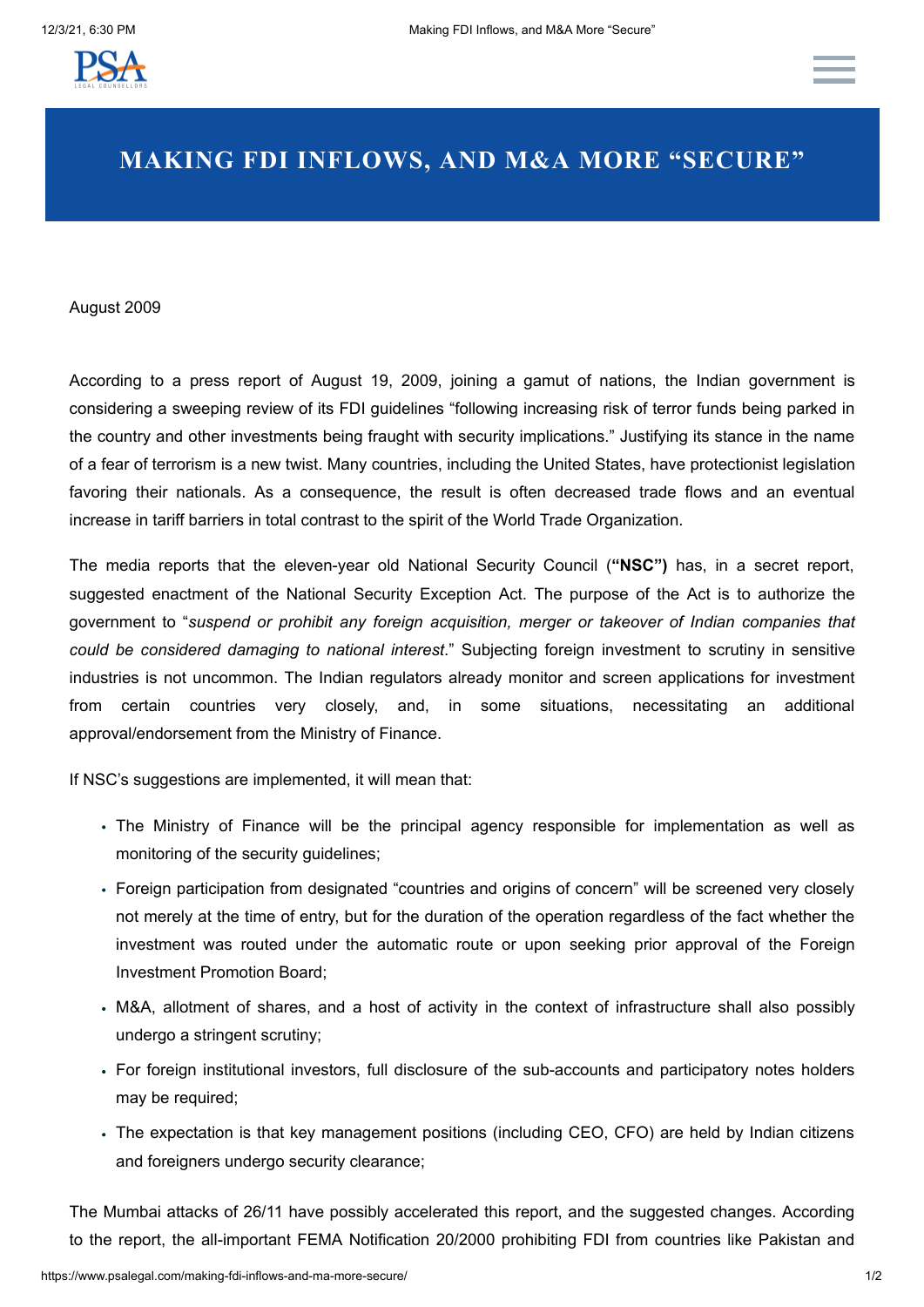# MAKING FDI INFLOWS, AND M&A MORE "SECURE"

August 2009

According to a press report of August 19, 2009, joining a gamut of nations, the Indian government is considering a sweeping review of its FDI guidelines "following increasing risk of terror funds being parked in the country and other investments being fraught with security implications." Justifying its stance in the name of a fear of terrorism is a new twist. Many countries, including the United States, have protectionist legislation favoring their nationals. As a consequence, the result is often decreased trade flows and an eventual increase in tariff barriers in total contrast to the spirit of the World Trade Organization.

The media reports that the eleven-year old National Security Council (**"NSC")** has, in a secret report, suggested enactment of the National Security Exception Act. The purpose of the Act is to authorize the government to "*suspend or prohibit any foreign acquisition, merger or takeover of Indian companies that could be considered damaging to national interest*." Subjecting foreign investment to scrutiny in sensitive industries is not uncommon. The Indian regulators already monitor and screen applications for investment from certain countries very closely, and, in some situations, necessitating an additional approval/endorsement from the Ministry of Finance.

If NSC's suggestions are implemented, it will mean that:

- The Ministry of Finance will be the principal agency responsible for implementation as well as monitoring of the security guidelines;
- Foreign participation from designated "countries and origins of concern" will be screened very closely not merely at the time of entry, but for the duration of the operation regardless of the fact whether the investment was routed under the automatic route or upon seeking prior approval of the Foreign Investment Promotion Board;
- M&A, allotment of shares, and a host of activity in the context of infrastructure shall also possibly undergo a stringent scrutiny;
- For foreign institutional investors, full disclosure of the sub-accounts and participatory notes holders may be required;
- The expectation is that key management positions (including CEO, CFO) are held by Indian citizens and foreigners undergo security clearance;

The Mumbai attacks of 26/11 have possibly accelerated this report, and the suggested changes. According to the report, the all-important FEMA Notification 20/2000 prohibiting FDI from countries like Pakistan and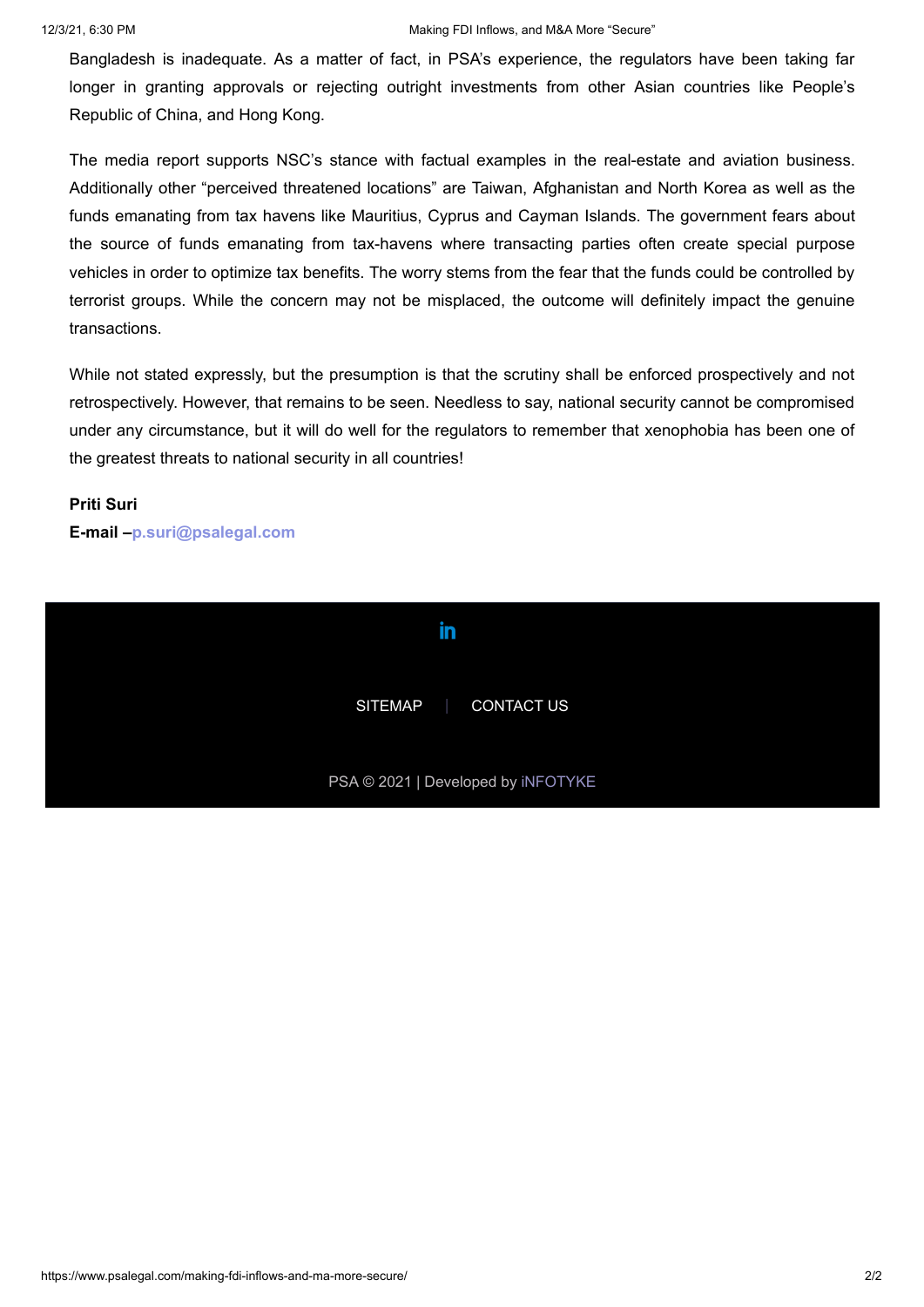Bangladesh is inadequate. As a matter of fact, in PSA's experience, the regulators have been taking far longer in granting approvals or rejecting outright investments from other Asian countries like People's Republic of China, and Hong Kong.

The media report supports NSC's stance with factual examples in the real-estate and aviation business. Additionally other "perceived threatened locations" are Taiwan, Afghanistan and North Korea as well as the funds emanating from tax havens like Mauritius, Cyprus and Cayman Islands. The government fears about the source of funds emanating from tax-havens where transacting parties often create special purpose vehicles in order to optimize tax benefits. The worry stems from the fear that the funds could be controlled by terrorist groups. While the concern may not be misplaced, the outcome will definitely impact the genuine transactions.

While not stated expressly, but the presumption is that the scrutiny shall be enforced prospectively and not retrospectively. However, that remains to be seen. Needless to say, national security cannot be compromised under any circumstance, but it will do well for the regulators to remember that xenophobia has been one of the greatest threats to national security in all countries!

**Priti Suri**
**E-mail –**p.suri@psalegal.com

SITEMAP | CONTACT US

PSA © 2021 | Developed by iNFOTYKE